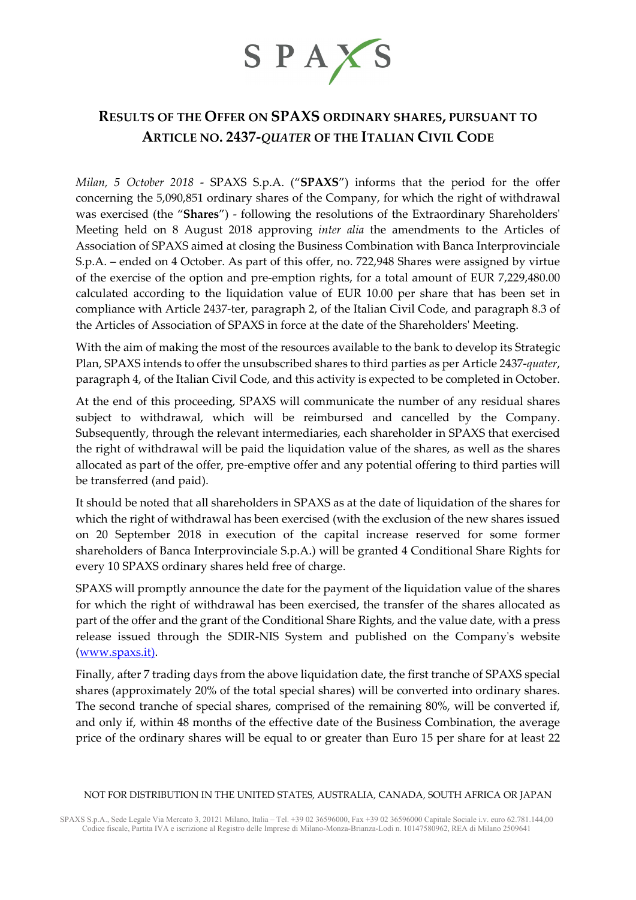SPAXS

# RESULTS OF THE OFFER ON SPAXS ORDINARY SHARES, PURSUANT TO ARTICLE NO. 2437-*QUATER* OF THE ITALIAN CIVIL CODE

*Milan, 5 October 2018* - SPAXS S.p.A. ("**SPAXS**") informs that the period for the offer concerning the 5,090,851 ordinary shares of the Company, for which the right of withdrawal was exercised (the "**Shares**") - following the resolutions of the Extraordinary Shareholders' Meeting held on 8 August 2018 approving *inter alia* the amendments to the Articles of Association of SPAXS aimed at closing the Business Combination with Banca Interprovinciale S.p.A. – ended on 4 October. As part of this offer, no. 722,948 Shares were assigned by virtue of the exercise of the option and pre-emption rights, for a total amount of EUR 7,229,480.00 calculated according to the liquidation value of EUR 10.00 per share that has been set in compliance with Article 2437-ter, paragraph 2, of the Italian Civil Code, and paragraph 8.3 of the Articles of Association of SPAXS in force at the date of the Shareholders' Meeting.

With the aim of making the most of the resources available to the bank to develop its Strategic Plan, SPAXS intends to offer the unsubscribed shares to third parties as per Article 2437-*quater*, paragraph 4, of the Italian Civil Code, and this activity is expected to be completed in October.

At the end of this proceeding, SPAXS will communicate the number of any residual shares subject to withdrawal, which will be reimbursed and cancelled by the Company. Subsequently, through the relevant intermediaries, each shareholder in SPAXS that exercised the right of withdrawal will be paid the liquidation value of the shares, as well as the shares allocated as part of the offer, pre-emptive offer and any potential offering to third parties will be transferred (and paid).

It should be noted that all shareholders in SPAXS as at the date of liquidation of the shares for which the right of withdrawal has been exercised (with the exclusion of the new shares issued on 20 September 2018 in execution of the capital increase reserved for some former shareholders of Banca Interprovinciale S.p.A.) will be granted 4 Conditional Share Rights for every 10 SPAXS ordinary shares held free of charge.

SPAXS will promptly announce the date for the payment of the liquidation value of the shares for which the right of withdrawal has been exercised, the transfer of the shares allocated as part of the offer and the grant of the Conditional Share Rights, and the value date, with a press release issued through the SDIR-NIS System and published on the Company's website (www.spaxs.it).

Finally, after 7 trading days from the above liquidation date, the first tranche of SPAXS special shares (approximately 20% of the total special shares) will be converted into ordinary shares. The second tranche of special shares, comprised of the remaining 80%, will be converted if, and only if, within 48 months of the effective date of the Business Combination, the average price of the ordinary shares will be equal to or greater than Euro 15 per share for at least 22

NOT FOR DISTRIBUTION IN THE UNITED STATES, AUSTRALIA, CANADA, SOUTH AFRICA OR JAPAN

SPAXS S.p.A., Sede Legale Via Mercato 3, 20121 Milano, Italia – Tel. +39 02 36596000, Fax +39 02 36596000 Capitale Sociale i.v. euro 62.781.144,00
Codice fiscale, Partita IVA e iscrizione al Registro delle Imprese di Milano-Monza-Brianza-Lodi n. 10147580962, REA di Milano 2509641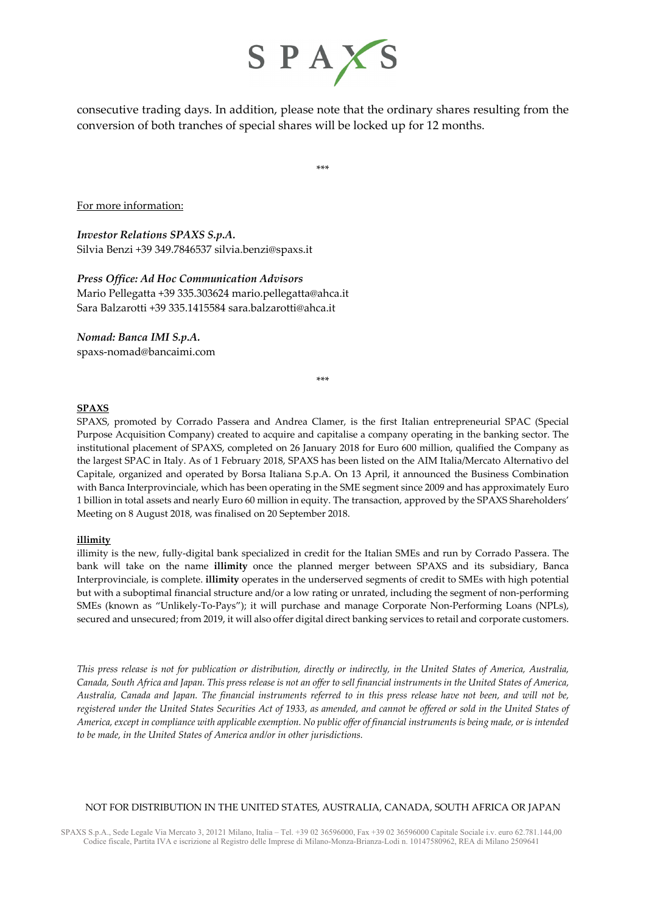consecutive trading days. In addition, please note that the ordinary shares resulting from the conversion of both tranches of special shares will be locked up for 12 months.

\*\*\*

For more information:

***Investor Relations SPAXS S.p.A.***
Silvia Benzi +39 349.7846537 silvia.benzi@spaxs.it

***Press Office: Ad Hoc Communication Advisors***
Mario Pellegatta +39 335.303624 mario.pellegatta@ahca.it
Sara Balzarotti +39 335.1415584 sara.balzarotti@ahca.it

***Nomad: Banca IMI S.p.A.***
spaxs-nomad@bancaimi.com

\*\*\*

**SPAXS**

SPAXS, promoted by Corrado Passera and Andrea Clamer, is the first Italian entrepreneurial SPAC (Special Purpose Acquisition Company) created to acquire and capitalise a company operating in the banking sector. The institutional placement of SPAXS, completed on 26 January 2018 for Euro 600 million, qualified the Company as the largest SPAC in Italy. As of 1 February 2018, SPAXS has been listed on the AIM Italia/Mercato Alternativo del Capitale, organized and operated by Borsa Italiana S.p.A. On 13 April, it announced the Business Combination with Banca Interprovinciale, which has been operating in the SME segment since 2009 and has approximately Euro 1 billion in total assets and nearly Euro 60 million in equity. The transaction, approved by the SPAXS Shareholders' Meeting on 8 August 2018, was finalised on 20 September 2018.

**illimity**

illimity is the new, fully-digital bank specialized in credit for the Italian SMEs and run by Corrado Passera. The bank will take on the name **illimity** once the planned merger between SPAXS and its subsidiary, Banca Interprovinciale, is complete. **illimity** operates in the underserved segments of credit to SMEs with high potential but with a suboptimal financial structure and/or a low rating or unrated, including the segment of non-performing SMEs (known as "Unlikely-To-Pays"); it will purchase and manage Corporate Non-Performing Loans (NPLs), secured and unsecured; from 2019, it will also offer digital direct banking services to retail and corporate customers.

*This press release is not for publication or distribution, directly or indirectly, in the United States of America, Australia, Canada, South Africa and Japan. This press release is not an offer to sell financial instruments in the United States of America, Australia, Canada and Japan. The financial instruments referred to in this press release have not been, and will not be, registered under the United States Securities Act of 1933, as amended, and cannot be offered or sold in the United States of America, except in compliance with applicable exemption. No public offer of financial instruments is being made, or is intended to be made, in the United States of America and/or in other jurisdictions.*